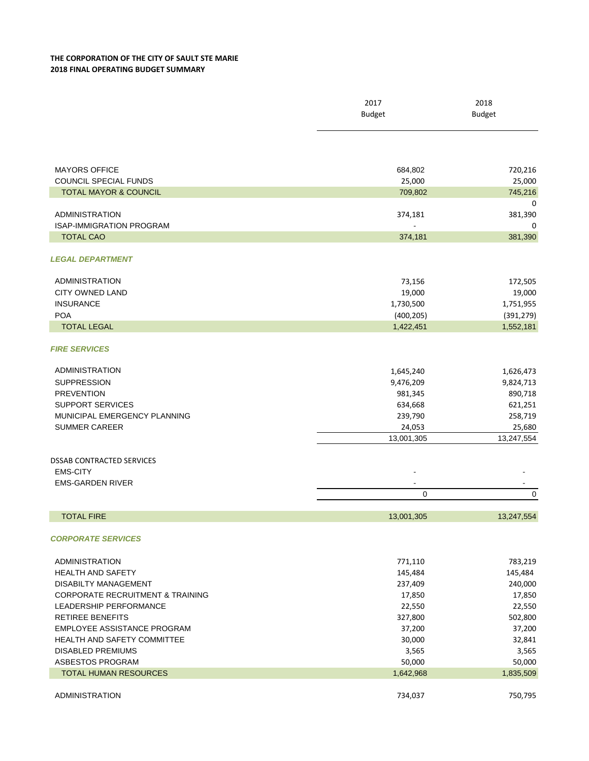**THE CORPORATION OF THE CITY OF SAULT STE MARIE**
**2018 FINAL OPERATING BUDGET SUMMARY**

| | 2017 Budget | 2018 Budget |
|---|---|---|
| MAYORS OFFICE | 684,802 | 720,216 |
| COUNCIL SPECIAL FUNDS | 25,000 | 25,000 |
| TOTAL MAYOR & COUNCIL | 709,802 | 745,216 |
| | | 0 |
| ADMINISTRATION | 374,181 | 381,390 |
| ISAP-IMMIGRATION PROGRAM | - | 0 |
| TOTAL CAO | 374,181 | 381,390 |
| ***LEGAL DEPARTMENT*** | | |
| ADMINISTRATION | 73,156 | 172,505 |
| CITY OWNED LAND | 19,000 | 19,000 |
| INSURANCE | 1,730,500 | 1,751,955 |
| POA | (400,205) | (391,279) |
| TOTAL LEGAL | 1,422,451 | 1,552,181 |
| ***FIRE SERVICES*** | | |
| ADMINISTRATION | 1,645,240 | 1,626,473 |
| SUPPRESSION | 9,476,209 | 9,824,713 |
| PREVENTION | 981,345 | 890,718 |
| SUPPORT SERVICES | 634,668 | 621,251 |
| MUNICIPAL EMERGENCY PLANNING | 239,790 | 258,719 |
| SUMMER CAREER | 24,053 | 25,680 |
| | 13,001,305 | 13,247,554 |
| DSSAB CONTRACTED SERVICES | | |
| EMS-CITY | - | - |
| EMS-GARDEN RIVER | - | - |
| | 0 | 0 |
| TOTAL FIRE | 13,001,305 | 13,247,554 |
| ***CORPORATE SERVICES*** | | |
| ADMINISTRATION | 771,110 | 783,219 |
| HEALTH AND SAFETY | 145,484 | 145,484 |
| DISABILTY MANAGEMENT | 237,409 | 240,000 |
| CORPORATE RECRUITMENT & TRAINING | 17,850 | 17,850 |
| LEADERSHIP PERFORMANCE | 22,550 | 22,550 |
| RETIREE BENEFITS | 327,800 | 502,800 |
| EMPLOYEE ASSISTANCE PROGRAM | 37,200 | 37,200 |
| HEALTH AND SAFETY COMMITTEE | 30,000 | 32,841 |
| DISABLED PREMIUMS | 3,565 | 3,565 |
| ASBESTOS PROGRAM | 50,000 | 50,000 |
| TOTAL HUMAN RESOURCES | 1,642,968 | 1,835,509 |
| ADMINISTRATION | 734,037 | 750,795 |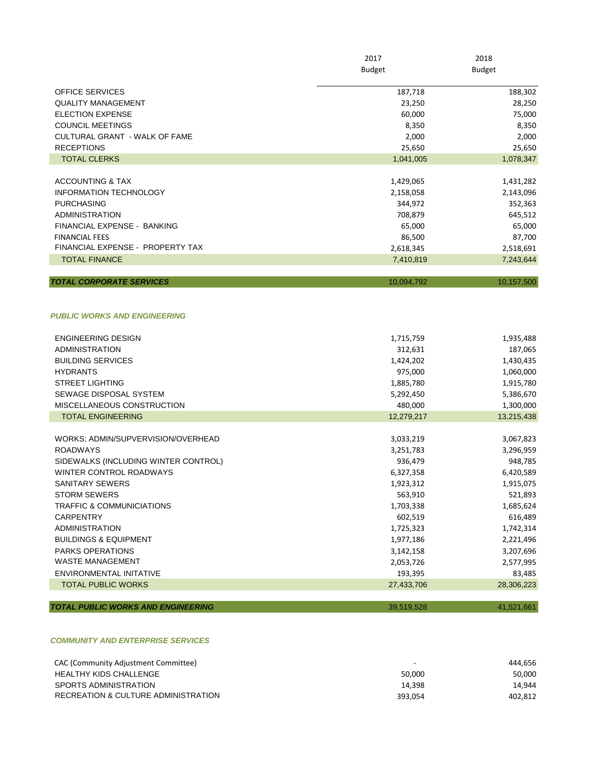| | 2017 Budget | 2018 Budget |
|---|---|---|
| OFFICE SERVICES | 187,718 | 188,302 |
| QUALITY MANAGEMENT | 23,250 | 28,250 |
| ELECTION EXPENSE | 60,000 | 75,000 |
| COUNCIL MEETINGS | 8,350 | 8,350 |
| CULTURAL GRANT - WALK OF FAME | 2,000 | 2,000 |
| RECEPTIONS | 25,650 | 25,650 |
| TOTAL CLERKS | 1,041,005 | 1,078,347 |
| | | |
| ACCOUNTING & TAX | 1,429,065 | 1,431,282 |
| INFORMATION TECHNOLOGY | 2,158,058 | 2,143,096 |
| PURCHASING | 344,972 | 352,363 |
| ADMINISTRATION | 708,879 | 645,512 |
| FINANCIAL EXPENSE - BANKING | 65,000 | 65,000 |
| FINANCIAL FEES | 86,500 | 87,700 |
| FINANCIAL EXPENSE - PROPERTY TAX | 2,618,345 | 2,518,691 |
| TOTAL FINANCE | 7,410,819 | 7,243,644 |
| | | |
| ***TOTAL CORPORATE SERVICES*** | 10,094,792 | 10,157,500 |
| | | |
| ***PUBLIC WORKS AND ENGINEERING*** | | |
| | | |
| ENGINEERING DESIGN | 1,715,759 | 1,935,488 |
| ADMINISTRATION | 312,631 | 187,065 |
| BUILDING SERVICES | 1,424,202 | 1,430,435 |
| HYDRANTS | 975,000 | 1,060,000 |
| STREET LIGHTING | 1,885,780 | 1,915,780 |
| SEWAGE DISPOSAL SYSTEM | 5,292,450 | 5,386,670 |
| MISCELLANEOUS CONSTRUCTION | 480,000 | 1,300,000 |
| TOTAL ENGINEERING | 12,279,217 | 13,215,438 |
| | | |
| WORKS: ADMIN/SUPVERVISION/OVERHEAD | 3,033,219 | 3,067,823 |
| ROADWAYS | 3,251,783 | 3,296,959 |
| SIDEWALKS (INCLUDING WINTER CONTROL) | 936,479 | 948,785 |
| WINTER CONTROL ROADWAYS | 6,327,358 | 6,420,589 |
| SANITARY SEWERS | 1,923,312 | 1,915,075 |
| STORM SEWERS | 563,910 | 521,893 |
| TRAFFIC & COMMUNICIATIONS | 1,703,338 | 1,685,624 |
| CARPENTRY | 602,519 | 616,489 |
| ADMINISTRATION | 1,725,323 | 1,742,314 |
| BUILDINGS & EQUIPMENT | 1,977,186 | 2,221,496 |
| PARKS OPERATIONS | 3,142,158 | 3,207,696 |
| WASTE MANAGEMENT | 2,053,726 | 2,577,995 |
| ENVIRONMENTAL INITATIVE | 193,395 | 83,485 |
| TOTAL PUBLIC WORKS | 27,433,706 | 28,306,223 |
| | | |
| ***TOTAL PUBLIC WORKS AND ENGINEERING*** | 39,519,528 | 41,521,661 |
| | | |
| ***COMMUNITY AND ENTERPRISE SERVICES*** | | |
| | | |
| CAC (Community Adjustment Committee) | - | 444,656 |
| HEALTHY KIDS CHALLENGE | 50,000 | 50,000 |
| SPORTS ADMINISTRATION | 14,398 | 14,944 |
| RECREATION & CULTURE ADMINISTRATION | 393,054 | 402,812 |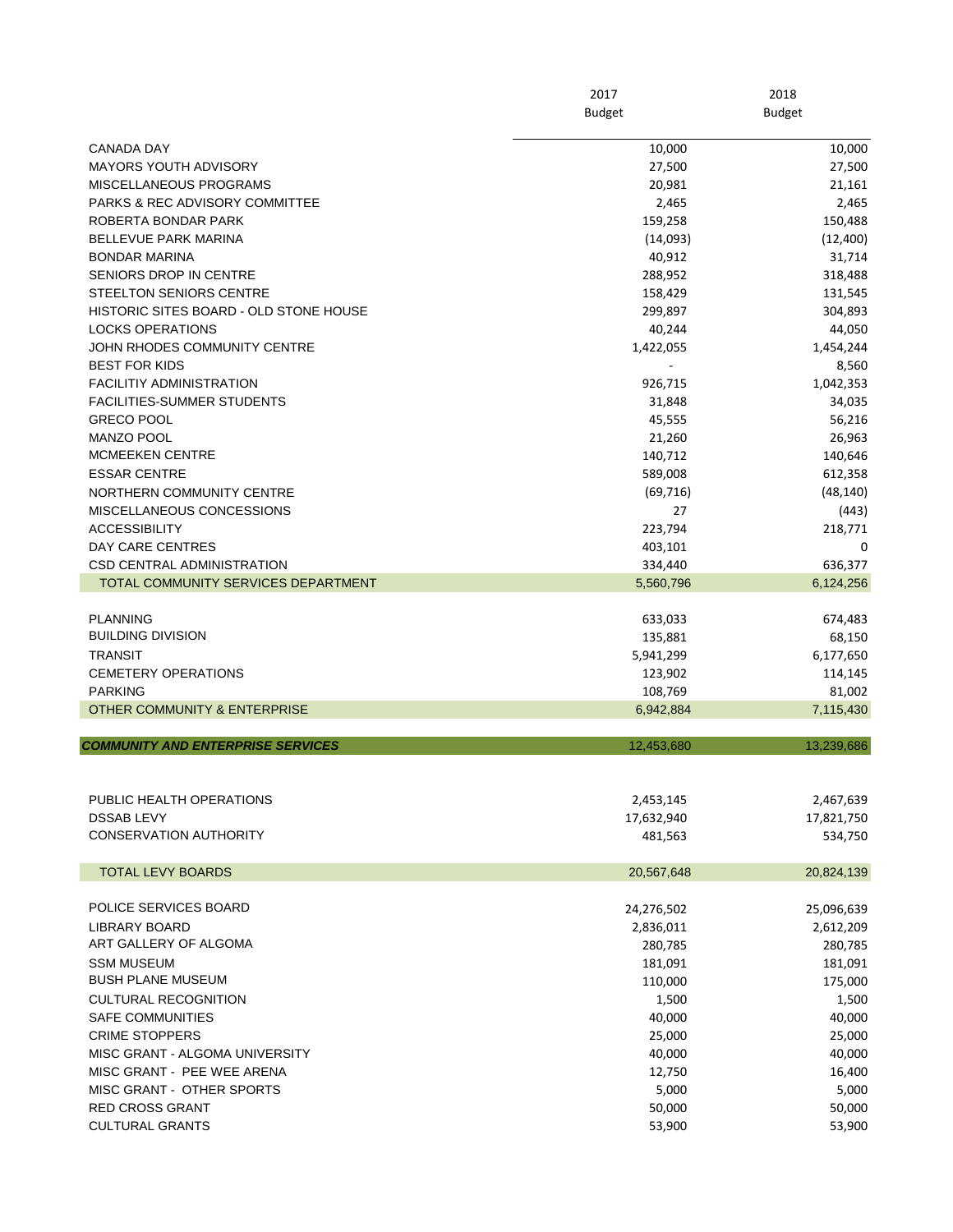| | 2017 Budget | 2018 Budget |
|---|---|---|
| CANADA DAY | 10,000 | 10,000 |
| MAYORS YOUTH ADVISORY | 27,500 | 27,500 |
| MISCELLANEOUS PROGRAMS | 20,981 | 21,161 |
| PARKS & REC ADVISORY COMMITTEE | 2,465 | 2,465 |
| ROBERTA BONDAR PARK | 159,258 | 150,488 |
| BELLEVUE PARK MARINA | (14,093) | (12,400) |
| BONDAR MARINA | 40,912 | 31,714 |
| SENIORS DROP IN CENTRE | 288,952 | 318,488 |
| STEELTON SENIORS CENTRE | 158,429 | 131,545 |
| HISTORIC SITES BOARD - OLD STONE HOUSE | 299,897 | 304,893 |
| LOCKS OPERATIONS | 40,244 | 44,050 |
| JOHN RHODES COMMUNITY CENTRE | 1,422,055 | 1,454,244 |
| BEST FOR KIDS | - | 8,560 |
| FACILITIY ADMINISTRATION | 926,715 | 1,042,353 |
| FACILITIES-SUMMER STUDENTS | 31,848 | 34,035 |
| GRECO POOL | 45,555 | 56,216 |
| MANZO POOL | 21,260 | 26,963 |
| MCMEEKEN CENTRE | 140,712 | 140,646 |
| ESSAR CENTRE | 589,008 | 612,358 |
| NORTHERN COMMUNITY CENTRE | (69,716) | (48,140) |
| MISCELLANEOUS CONCESSIONS | 27 | (443) |
| ACCESSIBILITY | 223,794 | 218,771 |
| DAY CARE CENTRES | 403,101 | 0 |
| CSD CENTRAL ADMINISTRATION | 334,440 | 636,377 |
| TOTAL COMMUNITY SERVICES DEPARTMENT | 5,560,796 | 6,124,256 |
| | | |
| PLANNING | 633,033 | 674,483 |
| BUILDING DIVISION | 135,881 | 68,150 |
| TRANSIT | 5,941,299 | 6,177,650 |
| CEMETERY OPERATIONS | 123,902 | 114,145 |
| PARKING | 108,769 | 81,002 |
| OTHER COMMUNITY & ENTERPRISE | 6,942,884 | 7,115,430 |
| | | |
| ***COMMUNITY AND ENTERPRISE SERVICES*** | 12,453,680 | 13,239,686 |
| | | |
| PUBLIC HEALTH OPERATIONS | 2,453,145 | 2,467,639 |
| DSSAB LEVY | 17,632,940 | 17,821,750 |
| CONSERVATION AUTHORITY | 481,563 | 534,750 |
| | | |
| TOTAL LEVY BOARDS | 20,567,648 | 20,824,139 |
| | | |
| POLICE SERVICES BOARD | 24,276,502 | 25,096,639 |
| LIBRARY BOARD | 2,836,011 | 2,612,209 |
| ART GALLERY OF ALGOMA | 280,785 | 280,785 |
| SSM MUSEUM | 181,091 | 181,091 |
| BUSH PLANE MUSEUM | 110,000 | 175,000 |
| CULTURAL RECOGNITION | 1,500 | 1,500 |
| SAFE COMMUNITIES | 40,000 | 40,000 |
| CRIME STOPPERS | 25,000 | 25,000 |
| MISC GRANT - ALGOMA UNIVERSITY | 40,000 | 40,000 |
| MISC GRANT - PEE WEE ARENA | 12,750 | 16,400 |
| MISC GRANT - OTHER SPORTS | 5,000 | 5,000 |
| RED CROSS GRANT | 50,000 | 50,000 |
| CULTURAL GRANTS | 53,900 | 53,900 |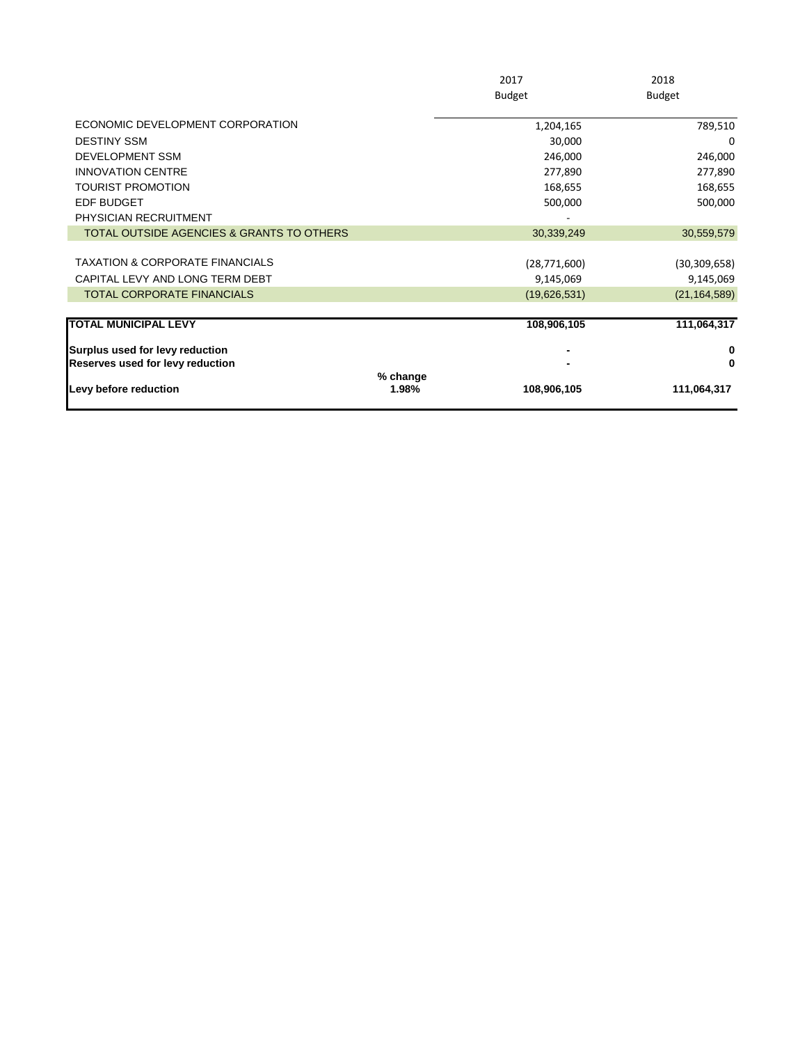| | | 2017 Budget | 2018 Budget |
|---|---|---|---|
| ECONOMIC DEVELOPMENT CORPORATION | | 1,204,165 | 789,510 |
| DESTINY SSM | | 30,000 | 0 |
| DEVELOPMENT SSM | | 246,000 | 246,000 |
| INNOVATION CENTRE | | 277,890 | 277,890 |
| TOURIST PROMOTION | | 168,655 | 168,655 |
| EDF BUDGET | | 500,000 | 500,000 |
| PHYSICIAN RECRUITMENT | | - | |
| TOTAL OUTSIDE AGENCIES & GRANTS TO OTHERS | | 30,339,249 | 30,559,579 |
| | | | |
| TAXATION & CORPORATE FINANCIALS | | (28,771,600) | (30,309,658) |
| CAPITAL LEVY AND LONG TERM DEBT | | 9,145,069 | 9,145,069 |
| TOTAL CORPORATE FINANCIALS | | (19,626,531) | (21,164,589) |
| | | | |
| **TOTAL MUNICIPAL LEVY** | | **108,906,105** | **111,064,317** |
| | | | |
| **Surplus used for levy reduction** | | **-** | **0** |
| **Reserves used for levy reduction** | | **-** | **0** |
| **Levy before reduction** | **% change 1.98%** | **108,906,105** | **111,064,317** |